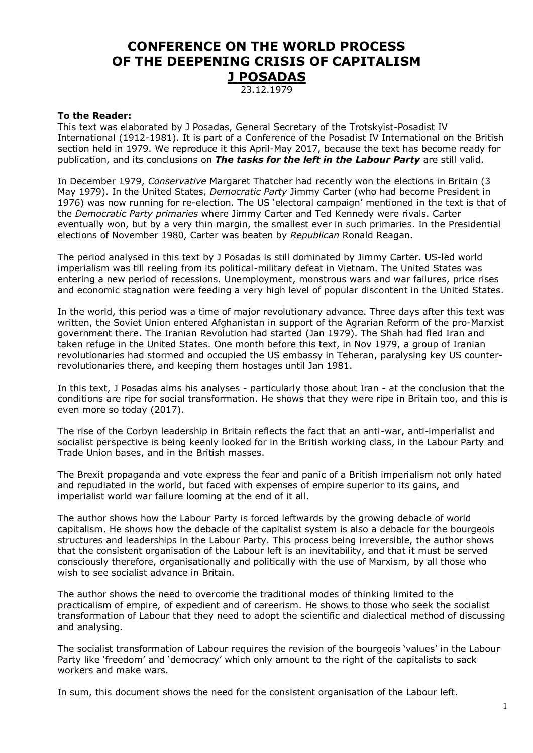# CONFERENCE ON THE WORLD PROCESS OF THE DEEPENING CRISIS OF CAPITALISM

## J POSADAS

23.12.1979

**To the Reader:**

This text was elaborated by J Posadas, General Secretary of the Trotskyist-Posadist IV International (1912-1981). It is part of a Conference of the Posadist IV International on the British section held in 1979. We reproduce it this April-May 2017, because the text has become ready for publication, and its conclusions on ***The tasks for the left in the Labour Party*** are still valid.

In December 1979, *Conservative* Margaret Thatcher had recently won the elections in Britain (3 May 1979). In the United States, *Democratic Party* Jimmy Carter (who had become President in 1976) was now running for re-election. The US 'electoral campaign' mentioned in the text is that of the *Democratic Party primaries* where Jimmy Carter and Ted Kennedy were rivals. Carter eventually won, but by a very thin margin, the smallest ever in such primaries. In the Presidential elections of November 1980, Carter was beaten by *Republican* Ronald Reagan.

The period analysed in this text by J Posadas is still dominated by Jimmy Carter. US-led world imperialism was till reeling from its political-military defeat in Vietnam. The United States was entering a new period of recessions. Unemployment, monstrous wars and war failures, price rises and economic stagnation were feeding a very high level of popular discontent in the United States.

In the world, this period was a time of major revolutionary advance. Three days after this text was written, the Soviet Union entered Afghanistan in support of the Agrarian Reform of the pro-Marxist government there. The Iranian Revolution had started (Jan 1979). The Shah had fled Iran and taken refuge in the United States. One month before this text, in Nov 1979, a group of Iranian revolutionaries had stormed and occupied the US embassy in Teheran, paralysing key US counter-revolutionaries there, and keeping them hostages until Jan 1981.

In this text, J Posadas aims his analyses - particularly those about Iran - at the conclusion that the conditions are ripe for social transformation. He shows that they were ripe in Britain too, and this is even more so today (2017).

The rise of the Corbyn leadership in Britain reflects the fact that an anti-war, anti-imperialist and socialist perspective is being keenly looked for in the British working class, in the Labour Party and Trade Union bases, and in the British masses.

The Brexit propaganda and vote express the fear and panic of a British imperialism not only hated and repudiated in the world, but faced with expenses of empire superior to its gains, and imperialist world war failure looming at the end of it all.

The author shows how the Labour Party is forced leftwards by the growing debacle of world capitalism. He shows how the debacle of the capitalist system is also a debacle for the bourgeois structures and leaderships in the Labour Party. This process being irreversible, the author shows that the consistent organisation of the Labour left is an inevitability, and that it must be served consciously therefore, organisationally and politically with the use of Marxism, by all those who wish to see socialist advance in Britain.

The author shows the need to overcome the traditional modes of thinking limited to the practicalism of empire, of expedient and of careerism. He shows to those who seek the socialist transformation of Labour that they need to adopt the scientific and dialectical method of discussing and analysing.

The socialist transformation of Labour requires the revision of the bourgeois 'values' in the Labour Party like 'freedom' and 'democracy' which only amount to the right of the capitalists to sack workers and make wars.

In sum, this document shows the need for the consistent organisation of the Labour left.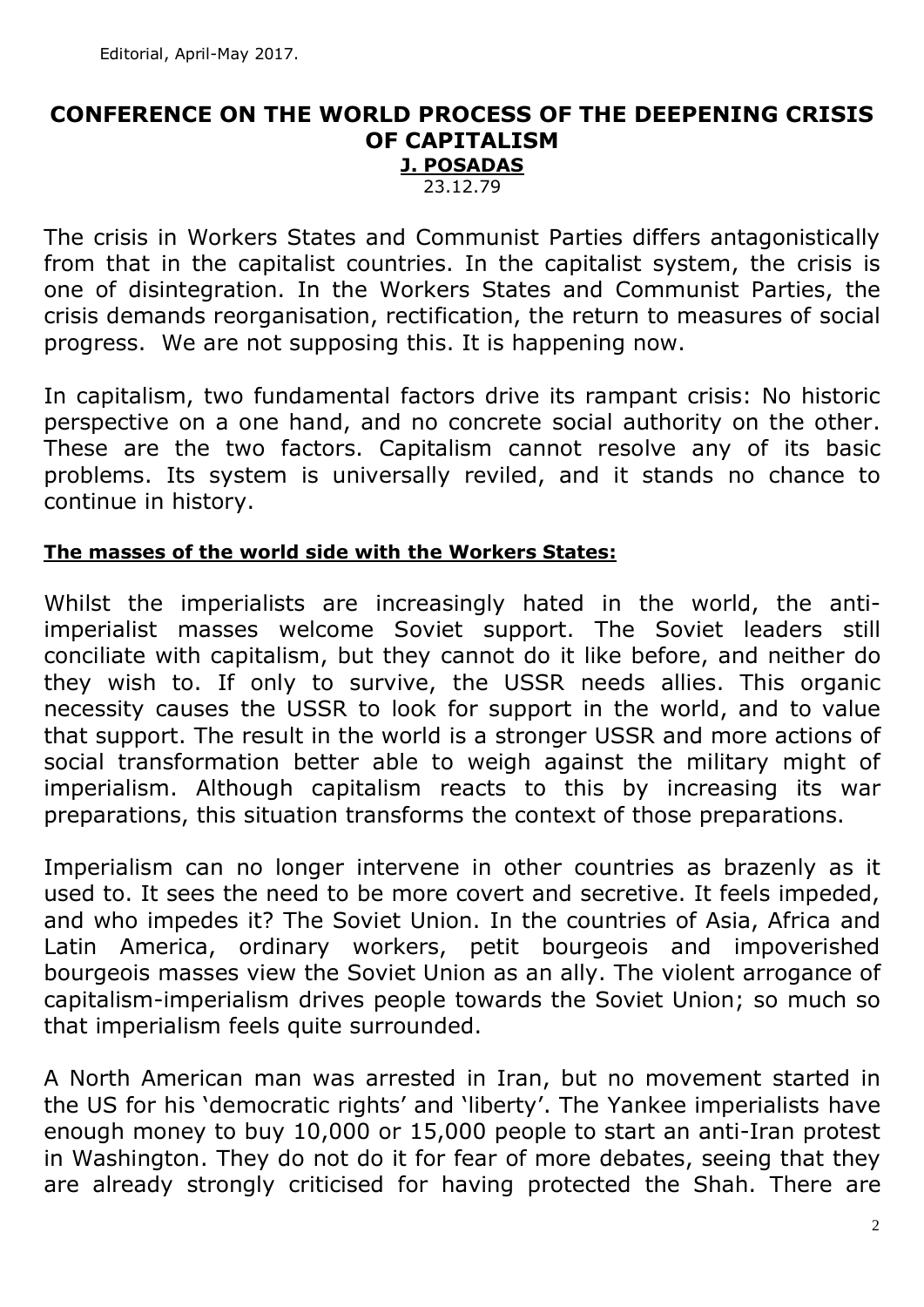Editorial, April-May 2017.

# CONFERENCE ON THE WORLD PROCESS OF THE DEEPENING CRISIS OF CAPITALISM

**J. POSADAS**

23.12.79

The crisis in Workers States and Communist Parties differs antagonistically from that in the capitalist countries. In the capitalist system, the crisis is one of disintegration. In the Workers States and Communist Parties, the crisis demands reorganisation, rectification, the return to measures of social progress. We are not supposing this. It is happening now.

In capitalism, two fundamental factors drive its rampant crisis: No historic perspective on a one hand, and no concrete social authority on the other. These are the two factors. Capitalism cannot resolve any of its basic problems. Its system is universally reviled, and it stands no chance to continue in history.

**The masses of the world side with the Workers States:**

Whilst the imperialists are increasingly hated in the world, the anti-imperialist masses welcome Soviet support. The Soviet leaders still conciliate with capitalism, but they cannot do it like before, and neither do they wish to. If only to survive, the USSR needs allies. This organic necessity causes the USSR to look for support in the world, and to value that support. The result in the world is a stronger USSR and more actions of social transformation better able to weigh against the military might of imperialism. Although capitalism reacts to this by increasing its war preparations, this situation transforms the context of those preparations.

Imperialism can no longer intervene in other countries as brazenly as it used to. It sees the need to be more covert and secretive. It feels impeded, and who impedes it? The Soviet Union. In the countries of Asia, Africa and Latin America, ordinary workers, petit bourgeois and impoverished bourgeois masses view the Soviet Union as an ally. The violent arrogance of capitalism-imperialism drives people towards the Soviet Union; so much so that imperialism feels quite surrounded.

A North American man was arrested in Iran, but no movement started in the US for his 'democratic rights' and 'liberty'. The Yankee imperialists have enough money to buy 10,000 or 15,000 people to start an anti-Iran protest in Washington. They do not do it for fear of more debates, seeing that they are already strongly criticised for having protected the Shah. There are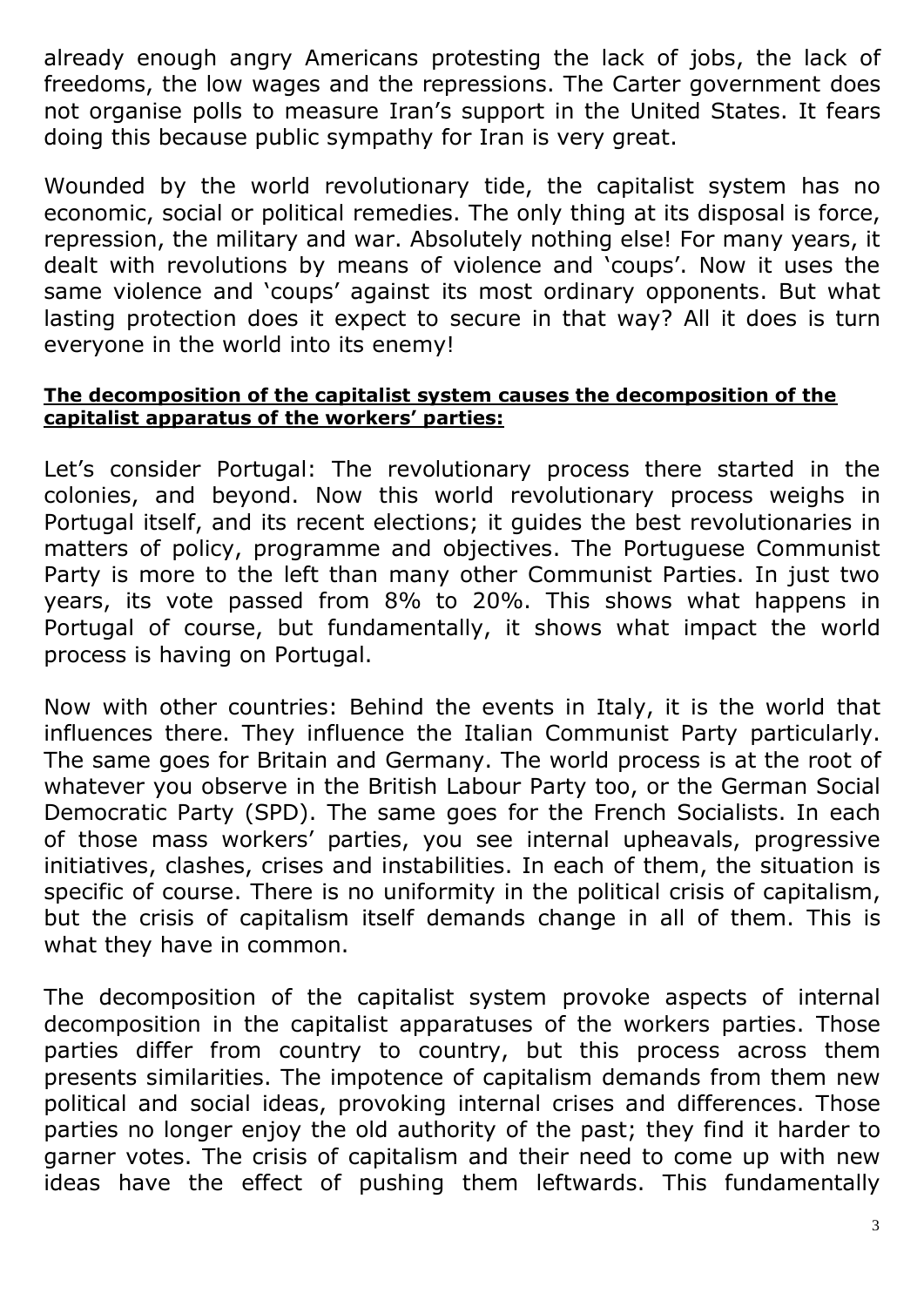already enough angry Americans protesting the lack of jobs, the lack of freedoms, the low wages and the repressions. The Carter government does not organise polls to measure Iran's support in the United States. It fears doing this because public sympathy for Iran is very great.

Wounded by the world revolutionary tide, the capitalist system has no economic, social or political remedies. The only thing at its disposal is force, repression, the military and war. Absolutely nothing else! For many years, it dealt with revolutions by means of violence and 'coups'. Now it uses the same violence and 'coups' against its most ordinary opponents. But what lasting protection does it expect to secure in that way? All it does is turn everyone in the world into its enemy!

**The decomposition of the capitalist system causes the decomposition of the capitalist apparatus of the workers' parties:**

Let's consider Portugal: The revolutionary process there started in the colonies, and beyond. Now this world revolutionary process weighs in Portugal itself, and its recent elections; it guides the best revolutionaries in matters of policy, programme and objectives. The Portuguese Communist Party is more to the left than many other Communist Parties. In just two years, its vote passed from 8% to 20%. This shows what happens in Portugal of course, but fundamentally, it shows what impact the world process is having on Portugal.

Now with other countries: Behind the events in Italy, it is the world that influences there. They influence the Italian Communist Party particularly. The same goes for Britain and Germany. The world process is at the root of whatever you observe in the British Labour Party too, or the German Social Democratic Party (SPD). The same goes for the French Socialists. In each of those mass workers' parties, you see internal upheavals, progressive initiatives, clashes, crises and instabilities. In each of them, the situation is specific of course. There is no uniformity in the political crisis of capitalism, but the crisis of capitalism itself demands change in all of them. This is what they have in common.

The decomposition of the capitalist system provoke aspects of internal decomposition in the capitalist apparatuses of the workers parties. Those parties differ from country to country, but this process across them presents similarities. The impotence of capitalism demands from them new political and social ideas, provoking internal crises and differences. Those parties no longer enjoy the old authority of the past; they find it harder to garner votes. The crisis of capitalism and their need to come up with new ideas have the effect of pushing them leftwards. This fundamentally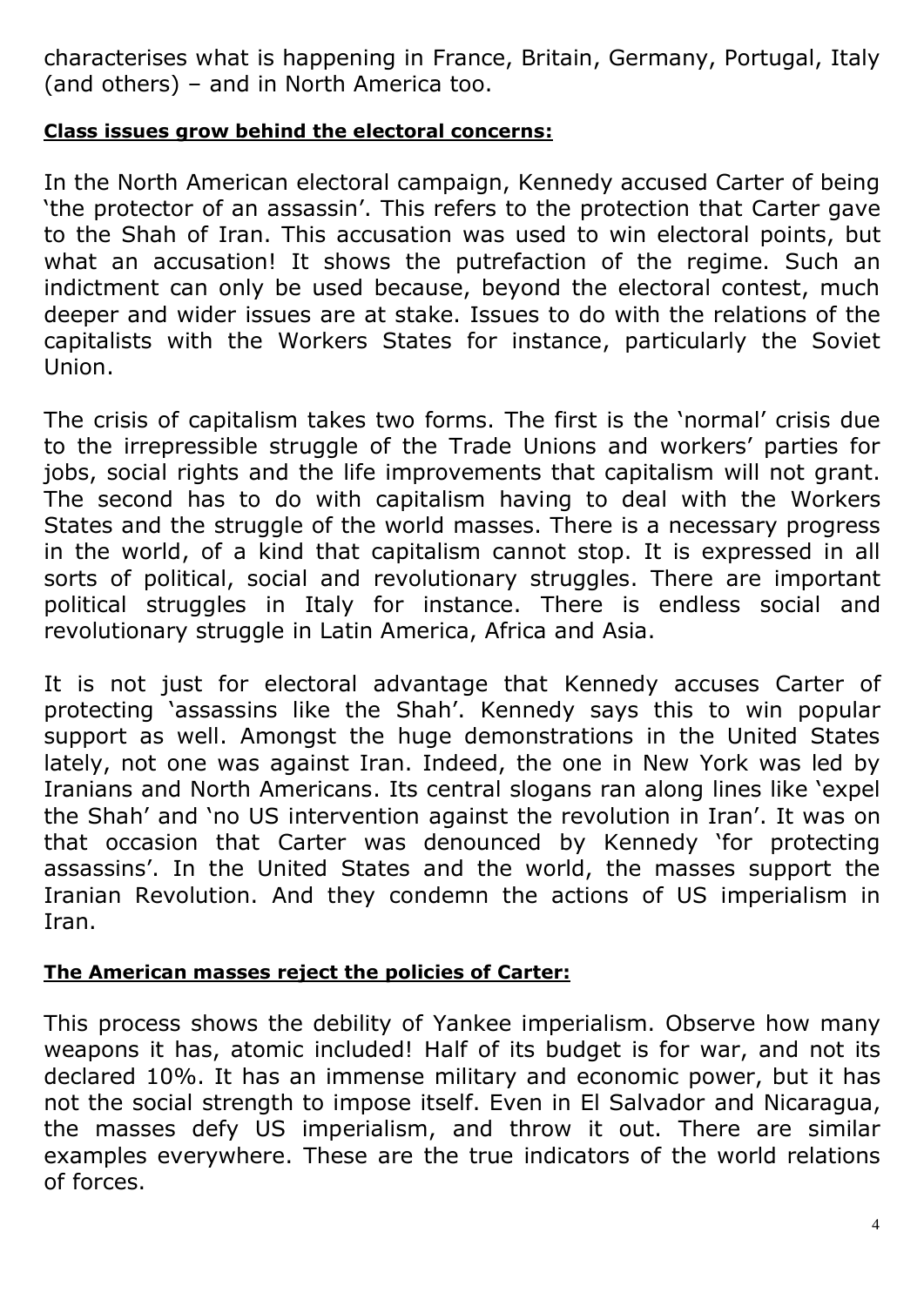characterises what is happening in France, Britain, Germany, Portugal, Italy (and others) – and in North America too.

**Class issues grow behind the electoral concerns:**

In the North American electoral campaign, Kennedy accused Carter of being 'the protector of an assassin'. This refers to the protection that Carter gave to the Shah of Iran. This accusation was used to win electoral points, but what an accusation! It shows the putrefaction of the regime. Such an indictment can only be used because, beyond the electoral contest, much deeper and wider issues are at stake. Issues to do with the relations of the capitalists with the Workers States for instance, particularly the Soviet Union.

The crisis of capitalism takes two forms. The first is the 'normal' crisis due to the irrepressible struggle of the Trade Unions and workers' parties for jobs, social rights and the life improvements that capitalism will not grant. The second has to do with capitalism having to deal with the Workers States and the struggle of the world masses. There is a necessary progress in the world, of a kind that capitalism cannot stop. It is expressed in all sorts of political, social and revolutionary struggles. There are important political struggles in Italy for instance. There is endless social and revolutionary struggle in Latin America, Africa and Asia.

It is not just for electoral advantage that Kennedy accuses Carter of protecting 'assassins like the Shah'. Kennedy says this to win popular support as well. Amongst the huge demonstrations in the United States lately, not one was against Iran. Indeed, the one in New York was led by Iranians and North Americans. Its central slogans ran along lines like 'expel the Shah' and 'no US intervention against the revolution in Iran'. It was on that occasion that Carter was denounced by Kennedy 'for protecting assassins'. In the United States and the world, the masses support the Iranian Revolution. And they condemn the actions of US imperialism in Iran.

**The American masses reject the policies of Carter:**

This process shows the debility of Yankee imperialism. Observe how many weapons it has, atomic included! Half of its budget is for war, and not its declared 10%. It has an immense military and economic power, but it has not the social strength to impose itself. Even in El Salvador and Nicaragua, the masses defy US imperialism, and throw it out. There are similar examples everywhere. These are the true indicators of the world relations of forces.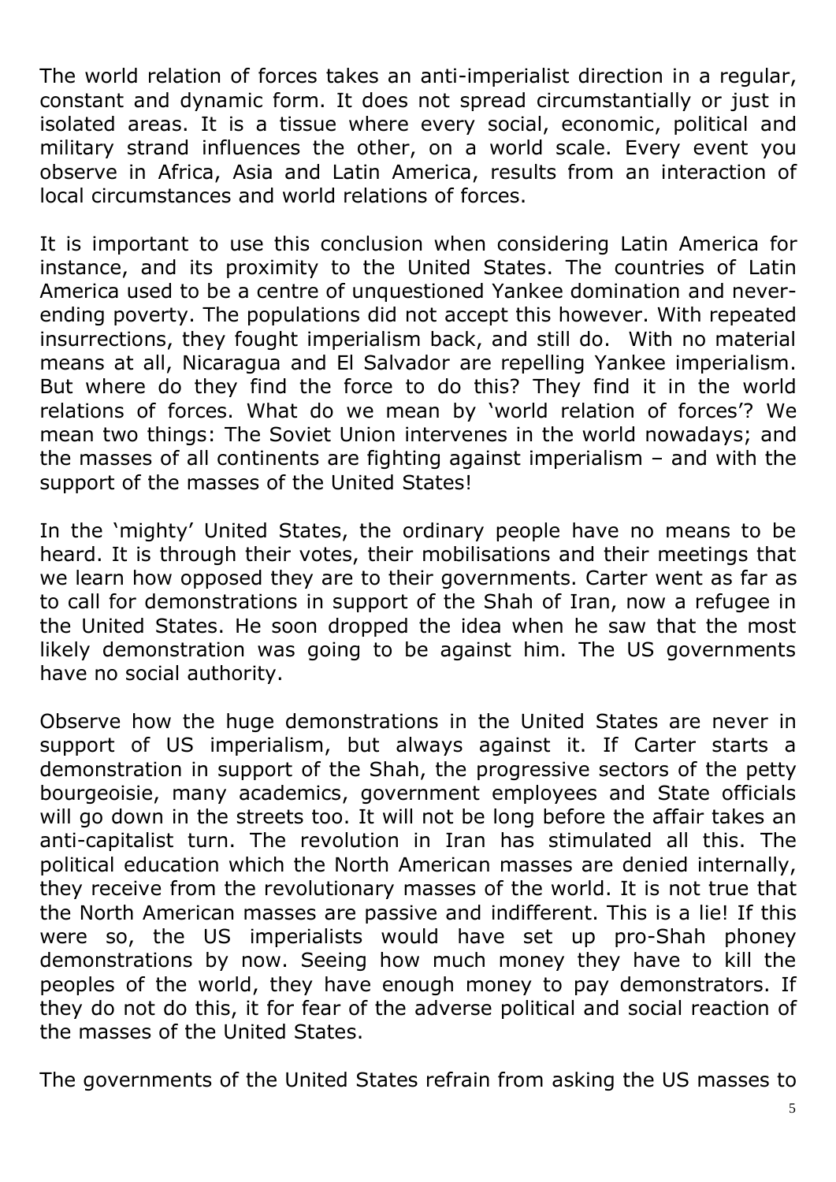The world relation of forces takes an anti-imperialist direction in a regular, constant and dynamic form. It does not spread circumstantially or just in isolated areas. It is a tissue where every social, economic, political and military strand influences the other, on a world scale. Every event you observe in Africa, Asia and Latin America, results from an interaction of local circumstances and world relations of forces.

It is important to use this conclusion when considering Latin America for instance, and its proximity to the United States. The countries of Latin America used to be a centre of unquestioned Yankee domination and never-ending poverty. The populations did not accept this however. With repeated insurrections, they fought imperialism back, and still do. With no material means at all, Nicaragua and El Salvador are repelling Yankee imperialism. But where do they find the force to do this? They find it in the world relations of forces. What do we mean by 'world relation of forces'? We mean two things: The Soviet Union intervenes in the world nowadays; and the masses of all continents are fighting against imperialism – and with the support of the masses of the United States!

In the 'mighty' United States, the ordinary people have no means to be heard. It is through their votes, their mobilisations and their meetings that we learn how opposed they are to their governments. Carter went as far as to call for demonstrations in support of the Shah of Iran, now a refugee in the United States. He soon dropped the idea when he saw that the most likely demonstration was going to be against him. The US governments have no social authority.

Observe how the huge demonstrations in the United States are never in support of US imperialism, but always against it. If Carter starts a demonstration in support of the Shah, the progressive sectors of the petty bourgeoisie, many academics, government employees and State officials will go down in the streets too. It will not be long before the affair takes an anti-capitalist turn. The revolution in Iran has stimulated all this. The political education which the North American masses are denied internally, they receive from the revolutionary masses of the world. It is not true that the North American masses are passive and indifferent. This is a lie! If this were so, the US imperialists would have set up pro-Shah phoney demonstrations by now. Seeing how much money they have to kill the peoples of the world, they have enough money to pay demonstrators. If they do not do this, it for fear of the adverse political and social reaction of the masses of the United States.

The governments of the United States refrain from asking the US masses to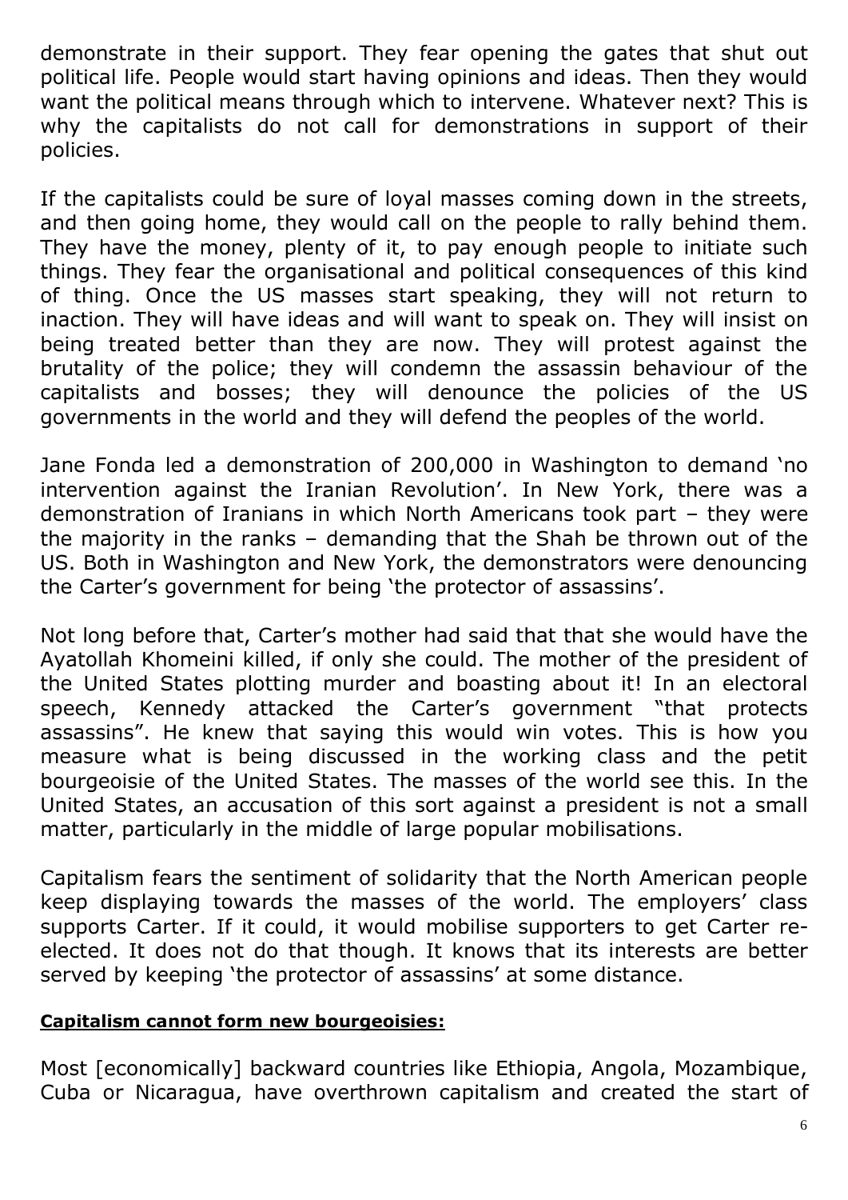demonstrate in their support. They fear opening the gates that shut out political life. People would start having opinions and ideas. Then they would want the political means through which to intervene. Whatever next? This is why the capitalists do not call for demonstrations in support of their policies.

If the capitalists could be sure of loyal masses coming down in the streets, and then going home, they would call on the people to rally behind them. They have the money, plenty of it, to pay enough people to initiate such things. They fear the organisational and political consequences of this kind of thing. Once the US masses start speaking, they will not return to inaction. They will have ideas and will want to speak on. They will insist on being treated better than they are now. They will protest against the brutality of the police; they will condemn the assassin behaviour of the capitalists and bosses; they will denounce the policies of the US governments in the world and they will defend the peoples of the world.

Jane Fonda led a demonstration of 200,000 in Washington to demand 'no intervention against the Iranian Revolution'. In New York, there was a demonstration of Iranians in which North Americans took part – they were the majority in the ranks – demanding that the Shah be thrown out of the US. Both in Washington and New York, the demonstrators were denouncing the Carter's government for being 'the protector of assassins'.

Not long before that, Carter's mother had said that that she would have the Ayatollah Khomeini killed, if only she could. The mother of the president of the United States plotting murder and boasting about it! In an electoral speech, Kennedy attacked the Carter's government "that protects assassins". He knew that saying this would win votes. This is how you measure what is being discussed in the working class and the petit bourgeoisie of the United States. The masses of the world see this. In the United States, an accusation of this sort against a president is not a small matter, particularly in the middle of large popular mobilisations.

Capitalism fears the sentiment of solidarity that the North American people keep displaying towards the masses of the world. The employers' class supports Carter. If it could, it would mobilise supporters to get Carter re-elected. It does not do that though. It knows that its interests are better served by keeping 'the protector of assassins' at some distance.

**Capitalism cannot form new bourgeoisies:**

Most [economically] backward countries like Ethiopia, Angola, Mozambique, Cuba or Nicaragua, have overthrown capitalism and created the start of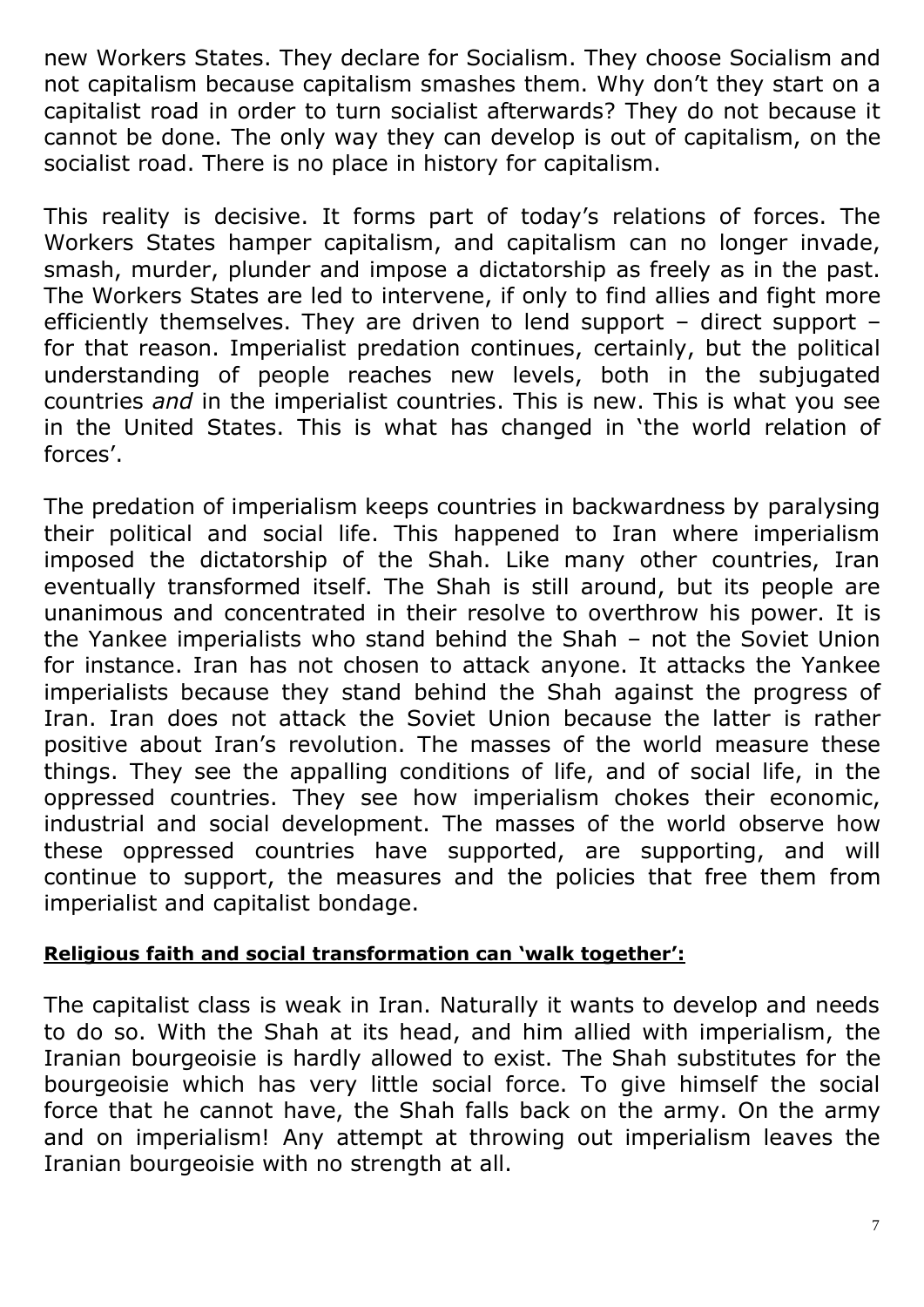new Workers States. They declare for Socialism. They choose Socialism and not capitalism because capitalism smashes them. Why don't they start on a capitalist road in order to turn socialist afterwards? They do not because it cannot be done. The only way they can develop is out of capitalism, on the socialist road. There is no place in history for capitalism.

This reality is decisive. It forms part of today's relations of forces. The Workers States hamper capitalism, and capitalism can no longer invade, smash, murder, plunder and impose a dictatorship as freely as in the past. The Workers States are led to intervene, if only to find allies and fight more efficiently themselves. They are driven to lend support – direct support – for that reason. Imperialist predation continues, certainly, but the political understanding of people reaches new levels, both in the subjugated countries *and* in the imperialist countries. This is new. This is what you see in the United States. This is what has changed in 'the world relation of forces'.

The predation of imperialism keeps countries in backwardness by paralysing their political and social life. This happened to Iran where imperialism imposed the dictatorship of the Shah. Like many other countries, Iran eventually transformed itself. The Shah is still around, but its people are unanimous and concentrated in their resolve to overthrow his power. It is the Yankee imperialists who stand behind the Shah – not the Soviet Union for instance. Iran has not chosen to attack anyone. It attacks the Yankee imperialists because they stand behind the Shah against the progress of Iran. Iran does not attack the Soviet Union because the latter is rather positive about Iran's revolution. The masses of the world measure these things. They see the appalling conditions of life, and of social life, in the oppressed countries. They see how imperialism chokes their economic, industrial and social development. The masses of the world observe how these oppressed countries have supported, are supporting, and will continue to support, the measures and the policies that free them from imperialist and capitalist bondage.

**Religious faith and social transformation can 'walk together':**

The capitalist class is weak in Iran. Naturally it wants to develop and needs to do so. With the Shah at its head, and him allied with imperialism, the Iranian bourgeoisie is hardly allowed to exist. The Shah substitutes for the bourgeoisie which has very little social force. To give himself the social force that he cannot have, the Shah falls back on the army. On the army and on imperialism! Any attempt at throwing out imperialism leaves the Iranian bourgeoisie with no strength at all.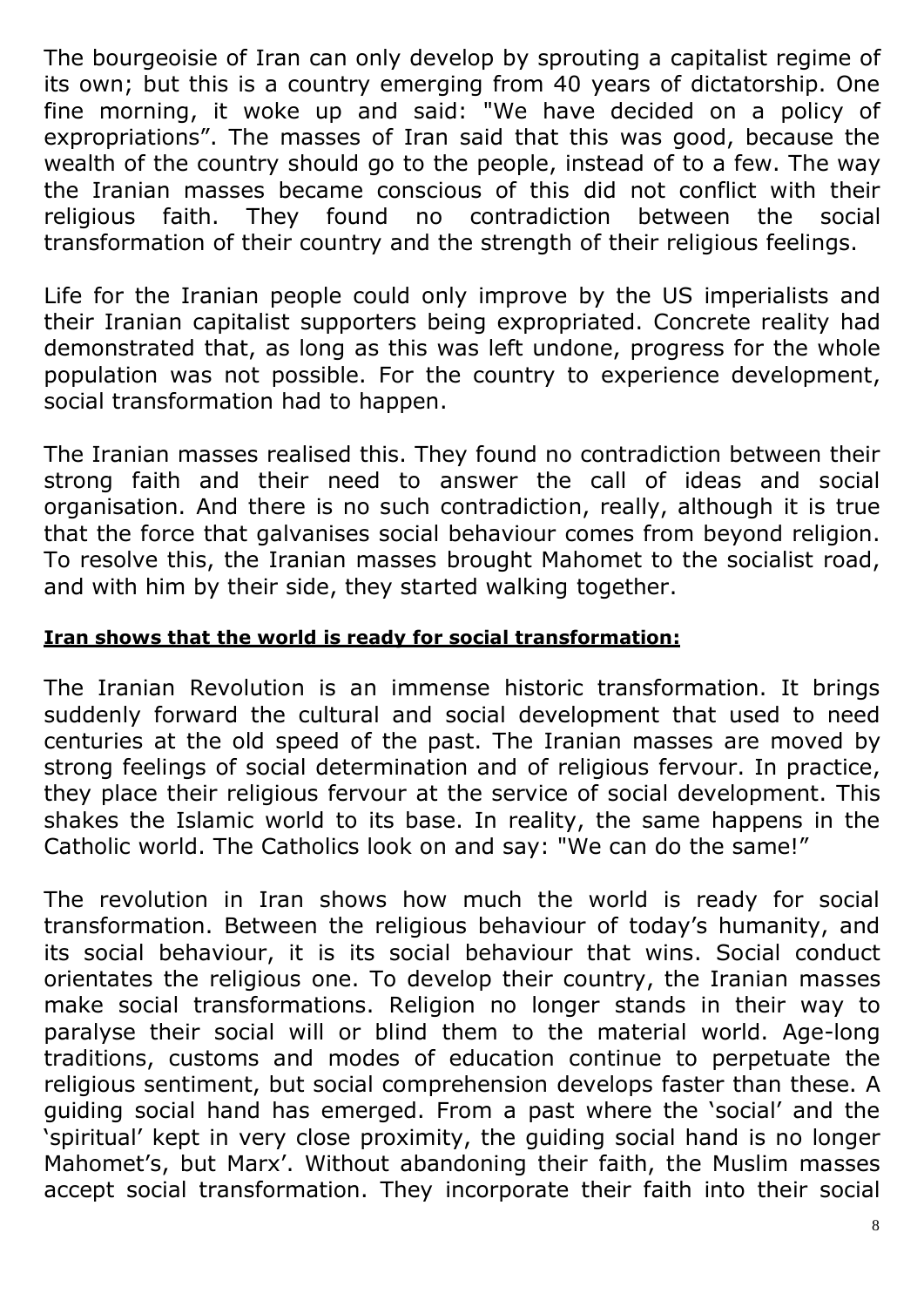The bourgeoisie of Iran can only develop by sprouting a capitalist regime of its own; but this is a country emerging from 40 years of dictatorship. One fine morning, it woke up and said: "We have decided on a policy of expropriations". The masses of Iran said that this was good, because the wealth of the country should go to the people, instead of to a few. The way the Iranian masses became conscious of this did not conflict with their religious faith. They found no contradiction between the social transformation of their country and the strength of their religious feelings.

Life for the Iranian people could only improve by the US imperialists and their Iranian capitalist supporters being expropriated. Concrete reality had demonstrated that, as long as this was left undone, progress for the whole population was not possible. For the country to experience development, social transformation had to happen.

The Iranian masses realised this. They found no contradiction between their strong faith and their need to answer the call of ideas and social organisation. And there is no such contradiction, really, although it is true that the force that galvanises social behaviour comes from beyond religion. To resolve this, the Iranian masses brought Mahomet to the socialist road, and with him by their side, they started walking together.

**Iran shows that the world is ready for social transformation:**

The Iranian Revolution is an immense historic transformation. It brings suddenly forward the cultural and social development that used to need centuries at the old speed of the past. The Iranian masses are moved by strong feelings of social determination and of religious fervour. In practice, they place their religious fervour at the service of social development. This shakes the Islamic world to its base. In reality, the same happens in the Catholic world. The Catholics look on and say: "We can do the same!"

The revolution in Iran shows how much the world is ready for social transformation. Between the religious behaviour of today's humanity, and its social behaviour, it is its social behaviour that wins. Social conduct orientates the religious one. To develop their country, the Iranian masses make social transformations. Religion no longer stands in their way to paralyse their social will or blind them to the material world. Age-long traditions, customs and modes of education continue to perpetuate the religious sentiment, but social comprehension develops faster than these. A guiding social hand has emerged. From a past where the 'social' and the 'spiritual' kept in very close proximity, the guiding social hand is no longer Mahomet's, but Marx'. Without abandoning their faith, the Muslim masses accept social transformation. They incorporate their faith into their social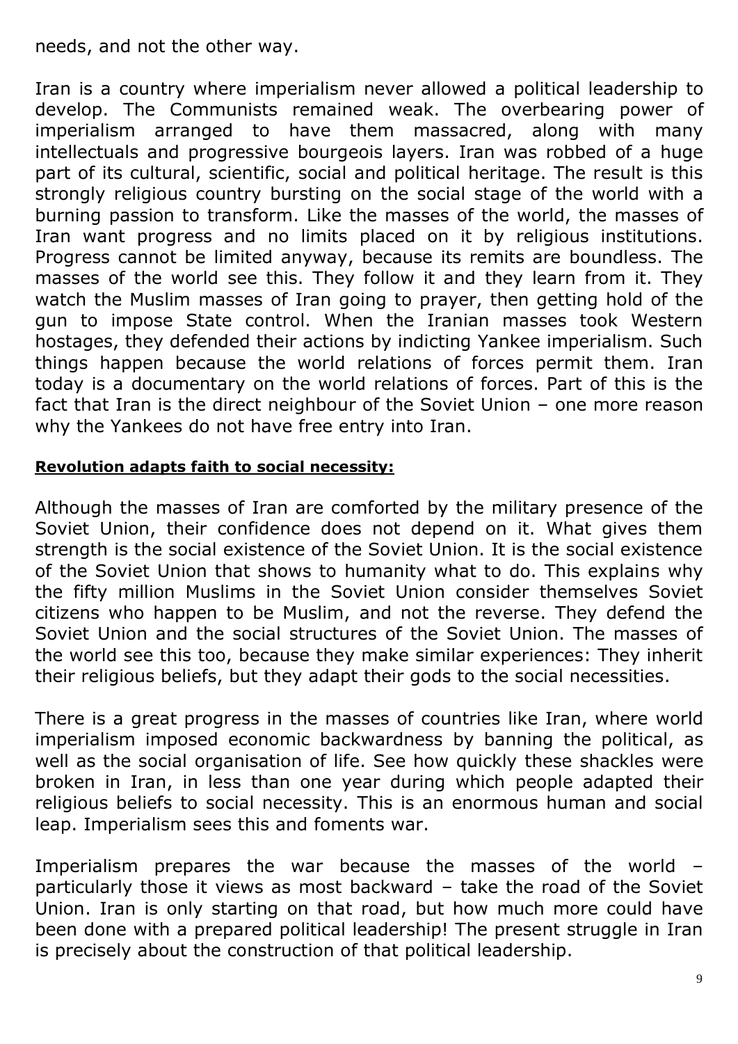needs, and not the other way.

Iran is a country where imperialism never allowed a political leadership to develop. The Communists remained weak. The overbearing power of imperialism arranged to have them massacred, along with many intellectuals and progressive bourgeois layers. Iran was robbed of a huge part of its cultural, scientific, social and political heritage. The result is this strongly religious country bursting on the social stage of the world with a burning passion to transform. Like the masses of the world, the masses of Iran want progress and no limits placed on it by religious institutions. Progress cannot be limited anyway, because its remits are boundless. The masses of the world see this. They follow it and they learn from it. They watch the Muslim masses of Iran going to prayer, then getting hold of the gun to impose State control. When the Iranian masses took Western hostages, they defended their actions by indicting Yankee imperialism. Such things happen because the world relations of forces permit them. Iran today is a documentary on the world relations of forces. Part of this is the fact that Iran is the direct neighbour of the Soviet Union – one more reason why the Yankees do not have free entry into Iran.

**Revolution adapts faith to social necessity:**

Although the masses of Iran are comforted by the military presence of the Soviet Union, their confidence does not depend on it. What gives them strength is the social existence of the Soviet Union. It is the social existence of the Soviet Union that shows to humanity what to do. This explains why the fifty million Muslims in the Soviet Union consider themselves Soviet citizens who happen to be Muslim, and not the reverse. They defend the Soviet Union and the social structures of the Soviet Union. The masses of the world see this too, because they make similar experiences: They inherit their religious beliefs, but they adapt their gods to the social necessities.

There is a great progress in the masses of countries like Iran, where world imperialism imposed economic backwardness by banning the political, as well as the social organisation of life. See how quickly these shackles were broken in Iran, in less than one year during which people adapted their religious beliefs to social necessity. This is an enormous human and social leap. Imperialism sees this and foments war.

Imperialism prepares the war because the masses of the world – particularly those it views as most backward – take the road of the Soviet Union. Iran is only starting on that road, but how much more could have been done with a prepared political leadership! The present struggle in Iran is precisely about the construction of that political leadership.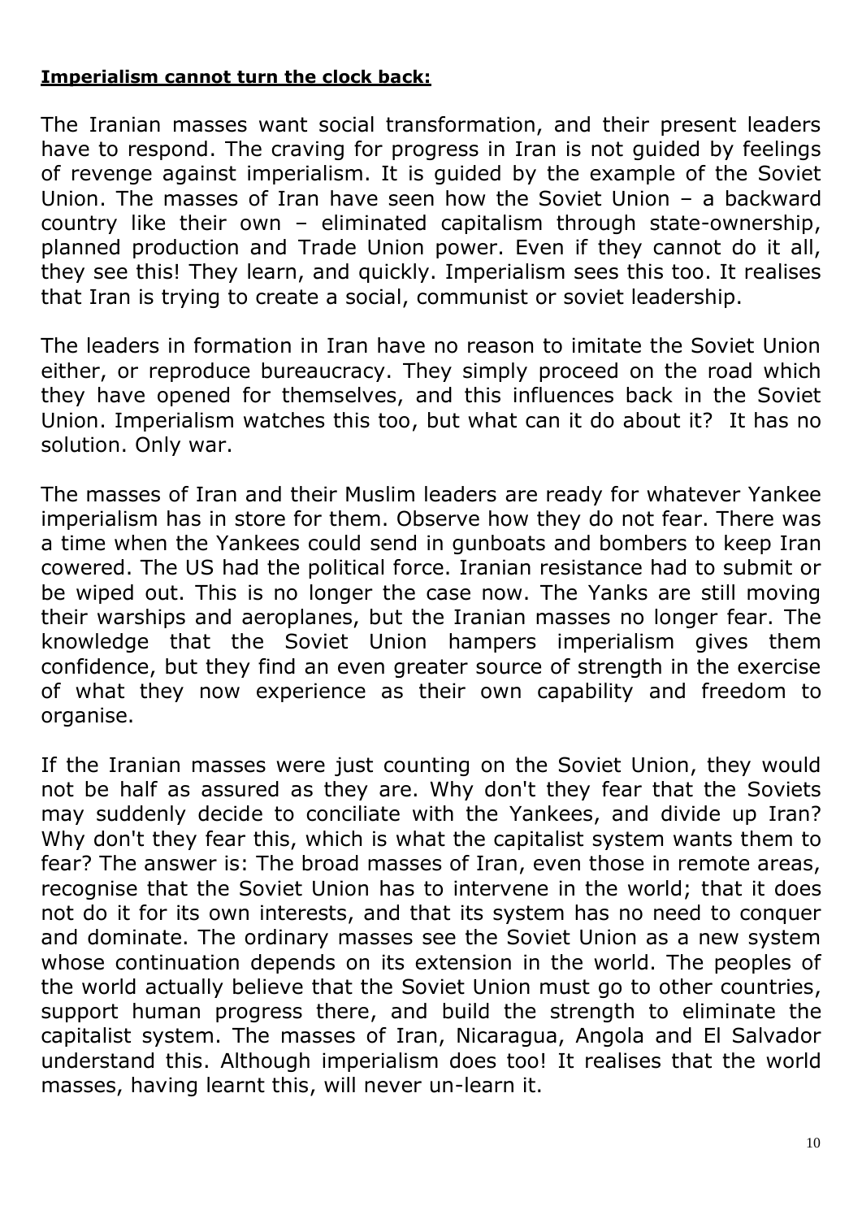**Imperialism cannot turn the clock back:**

The Iranian masses want social transformation, and their present leaders have to respond. The craving for progress in Iran is not guided by feelings of revenge against imperialism. It is guided by the example of the Soviet Union. The masses of Iran have seen how the Soviet Union – a backward country like their own – eliminated capitalism through state-ownership, planned production and Trade Union power. Even if they cannot do it all, they see this! They learn, and quickly. Imperialism sees this too. It realises that Iran is trying to create a social, communist or soviet leadership.

The leaders in formation in Iran have no reason to imitate the Soviet Union either, or reproduce bureaucracy. They simply proceed on the road which they have opened for themselves, and this influences back in the Soviet Union. Imperialism watches this too, but what can it do about it? It has no solution. Only war.

The masses of Iran and their Muslim leaders are ready for whatever Yankee imperialism has in store for them. Observe how they do not fear. There was a time when the Yankees could send in gunboats and bombers to keep Iran cowered. The US had the political force. Iranian resistance had to submit or be wiped out. This is no longer the case now. The Yanks are still moving their warships and aeroplanes, but the Iranian masses no longer fear. The knowledge that the Soviet Union hampers imperialism gives them confidence, but they find an even greater source of strength in the exercise of what they now experience as their own capability and freedom to organise.

If the Iranian masses were just counting on the Soviet Union, they would not be half as assured as they are. Why don't they fear that the Soviets may suddenly decide to conciliate with the Yankees, and divide up Iran? Why don't they fear this, which is what the capitalist system wants them to fear? The answer is: The broad masses of Iran, even those in remote areas, recognise that the Soviet Union has to intervene in the world; that it does not do it for its own interests, and that its system has no need to conquer and dominate. The ordinary masses see the Soviet Union as a new system whose continuation depends on its extension in the world. The peoples of the world actually believe that the Soviet Union must go to other countries, support human progress there, and build the strength to eliminate the capitalist system. The masses of Iran, Nicaragua, Angola and El Salvador understand this. Although imperialism does too! It realises that the world masses, having learnt this, will never un-learn it.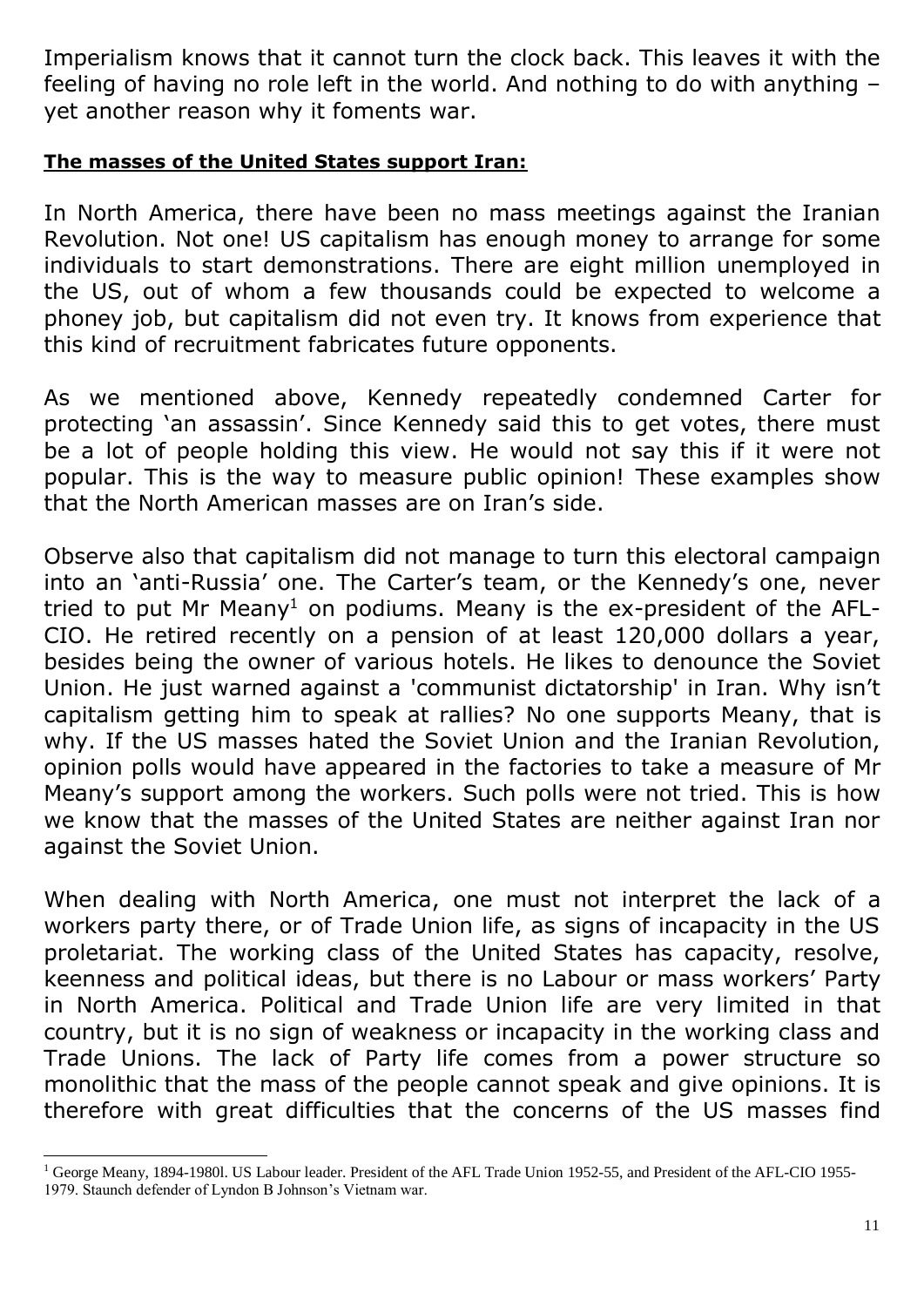Imperialism knows that it cannot turn the clock back. This leaves it with the feeling of having no role left in the world. And nothing to do with anything – yet another reason why it foments war.

**The masses of the United States support Iran:**

In North America, there have been no mass meetings against the Iranian Revolution. Not one! US capitalism has enough money to arrange for some individuals to start demonstrations. There are eight million unemployed in the US, out of whom a few thousands could be expected to welcome a phoney job, but capitalism did not even try. It knows from experience that this kind of recruitment fabricates future opponents.

As we mentioned above, Kennedy repeatedly condemned Carter for protecting 'an assassin'. Since Kennedy said this to get votes, there must be a lot of people holding this view. He would not say this if it were not popular. This is the way to measure public opinion! These examples show that the North American masses are on Iran's side.

Observe also that capitalism did not manage to turn this electoral campaign into an 'anti-Russia' one. The Carter's team, or the Kennedy's one, never tried to put Mr Meany[1] on podiums. Meany is the ex-president of the AFL-CIO. He retired recently on a pension of at least 120,000 dollars a year, besides being the owner of various hotels. He likes to denounce the Soviet Union. He just warned against a 'communist dictatorship' in Iran. Why isn't capitalism getting him to speak at rallies? No one supports Meany, that is why. If the US masses hated the Soviet Union and the Iranian Revolution, opinion polls would have appeared in the factories to take a measure of Mr Meany's support among the workers. Such polls were not tried. This is how we know that the masses of the United States are neither against Iran nor against the Soviet Union.

When dealing with North America, one must not interpret the lack of a workers party there, or of Trade Union life, as signs of incapacity in the US proletariat. The working class of the United States has capacity, resolve, keenness and political ideas, but there is no Labour or mass workers' Party in North America. Political and Trade Union life are very limited in that country, but it is no sign of weakness or incapacity in the working class and Trade Unions. The lack of Party life comes from a power structure so monolithic that the mass of the people cannot speak and give opinions. It is therefore with great difficulties that the concerns of the US masses find

[1] George Meany, 1894-1980l. US Labour leader. President of the AFL Trade Union 1952-55, and President of the AFL-CIO 1955-1979. Staunch defender of Lyndon B Johnson's Vietnam war.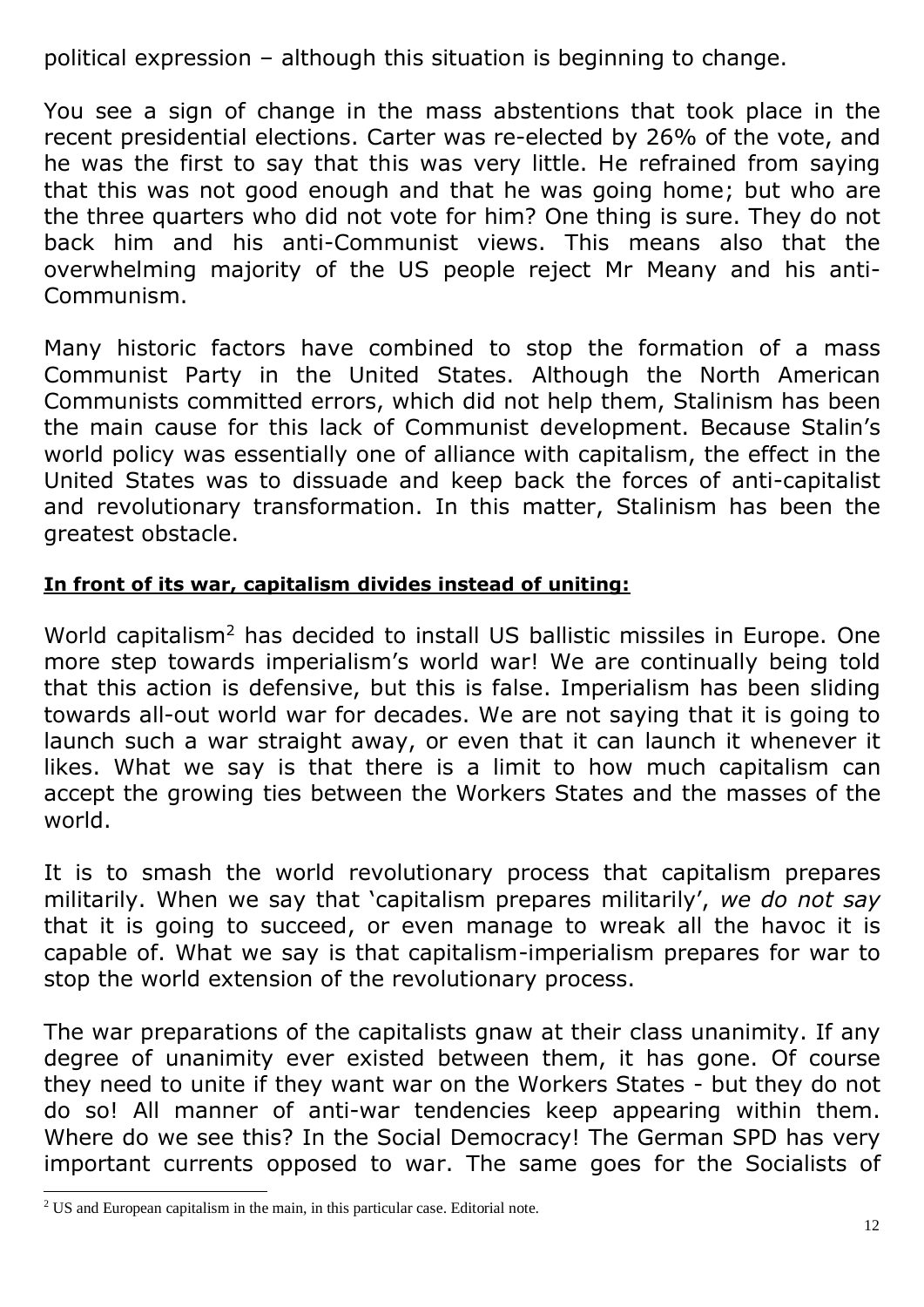political expression – although this situation is beginning to change.

You see a sign of change in the mass abstentions that took place in the recent presidential elections. Carter was re-elected by 26% of the vote, and he was the first to say that this was very little. He refrained from saying that this was not good enough and that he was going home; but who are the three quarters who did not vote for him? One thing is sure. They do not back him and his anti-Communist views. This means also that the overwhelming majority of the US people reject Mr Meany and his anti-Communism.

Many historic factors have combined to stop the formation of a mass Communist Party in the United States. Although the North American Communists committed errors, which did not help them, Stalinism has been the main cause for this lack of Communist development. Because Stalin's world policy was essentially one of alliance with capitalism, the effect in the United States was to dissuade and keep back the forces of anti-capitalist and revolutionary transformation. In this matter, Stalinism has been the greatest obstacle.

**In front of its war, capitalism divides instead of uniting:**

World capitalism[2] has decided to install US ballistic missiles in Europe. One more step towards imperialism's world war! We are continually being told that this action is defensive, but this is false. Imperialism has been sliding towards all-out world war for decades. We are not saying that it is going to launch such a war straight away, or even that it can launch it whenever it likes. What we say is that there is a limit to how much capitalism can accept the growing ties between the Workers States and the masses of the world.

It is to smash the world revolutionary process that capitalism prepares militarily. When we say that 'capitalism prepares militarily', *we do not say* that it is going to succeed, or even manage to wreak all the havoc it is capable of. What we say is that capitalism-imperialism prepares for war to stop the world extension of the revolutionary process.

The war preparations of the capitalists gnaw at their class unanimity. If any degree of unanimity ever existed between them, it has gone. Of course they need to unite if they want war on the Workers States - but they do not do so! All manner of anti-war tendencies keep appearing within them. Where do we see this? In the Social Democracy! The German SPD has very important currents opposed to war. The same goes for the Socialists of

[2] US and European capitalism in the main, in this particular case. Editorial note.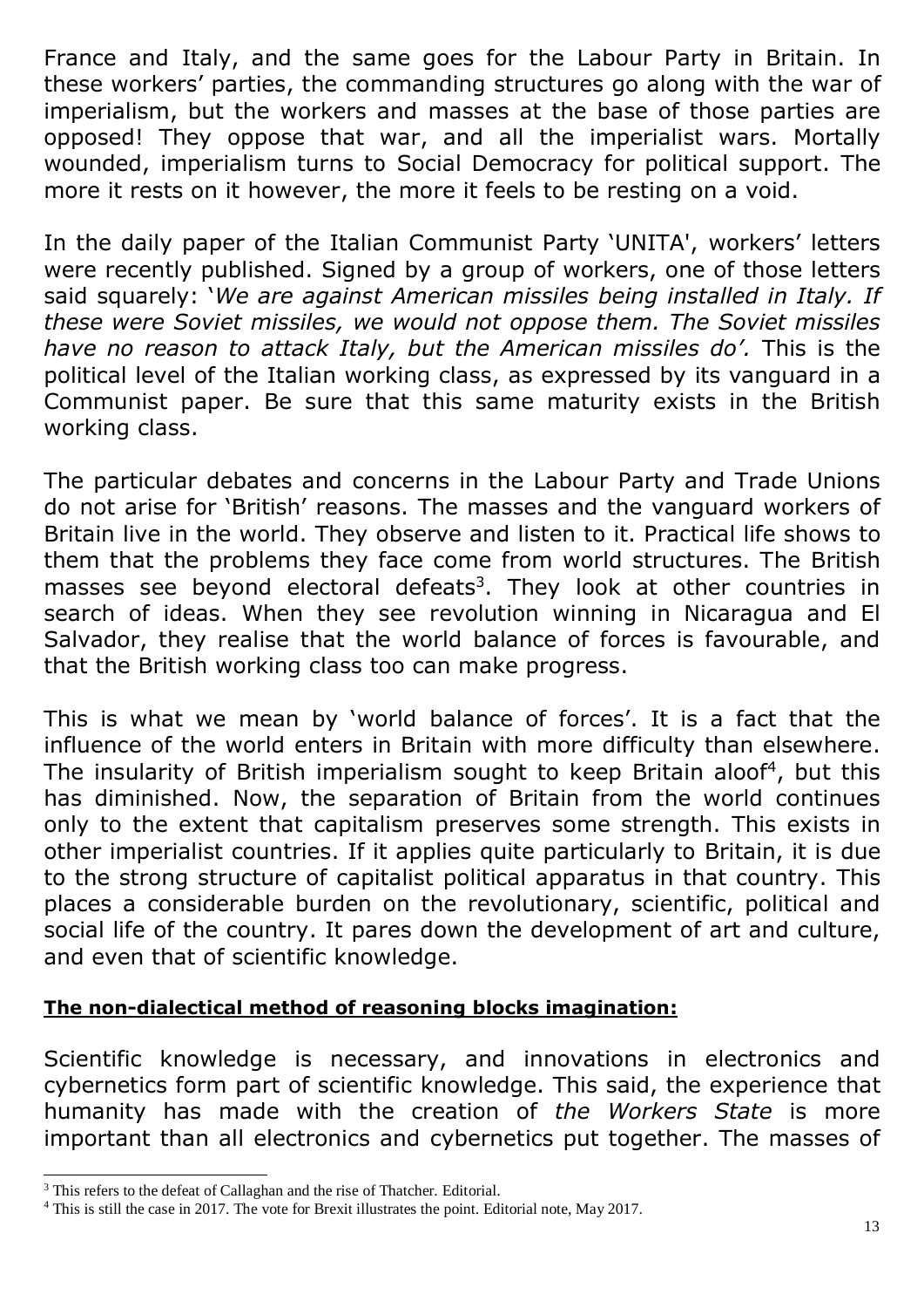France and Italy, and the same goes for the Labour Party in Britain. In these workers' parties, the commanding structures go along with the war of imperialism, but the workers and masses at the base of those parties are opposed! They oppose that war, and all the imperialist wars. Mortally wounded, imperialism turns to Social Democracy for political support. The more it rests on it however, the more it feels to be resting on a void.

In the daily paper of the Italian Communist Party 'UNITA', workers' letters were recently published. Signed by a group of workers, one of those letters said squarely: '*We are against American missiles being installed in Italy. If these were Soviet missiles, we would not oppose them. The Soviet missiles have no reason to attack Italy, but the American missiles do'.* This is the political level of the Italian working class, as expressed by its vanguard in a Communist paper. Be sure that this same maturity exists in the British working class.

The particular debates and concerns in the Labour Party and Trade Unions do not arise for 'British' reasons. The masses and the vanguard workers of Britain live in the world. They observe and listen to it. Practical life shows to them that the problems they face come from world structures. The British masses see beyond electoral defeats[3]. They look at other countries in search of ideas. When they see revolution winning in Nicaragua and El Salvador, they realise that the world balance of forces is favourable, and that the British working class too can make progress.

This is what we mean by 'world balance of forces'. It is a fact that the influence of the world enters in Britain with more difficulty than elsewhere. The insularity of British imperialism sought to keep Britain aloof[4], but this has diminished. Now, the separation of Britain from the world continues only to the extent that capitalism preserves some strength. This exists in other imperialist countries. If it applies quite particularly to Britain, it is due to the strong structure of capitalist political apparatus in that country. This places a considerable burden on the revolutionary, scientific, political and social life of the country. It pares down the development of art and culture, and even that of scientific knowledge.

**<u>The non-dialectical method of reasoning blocks imagination:</u>**

Scientific knowledge is necessary, and innovations in electronics and cybernetics form part of scientific knowledge. This said, the experience that humanity has made with the creation of *the Workers State* is more important than all electronics and cybernetics put together. The masses of

---

[3] This refers to the defeat of Callaghan and the rise of Thatcher. Editorial.

[4] This is still the case in 2017. The vote for Brexit illustrates the point. Editorial note, May 2017.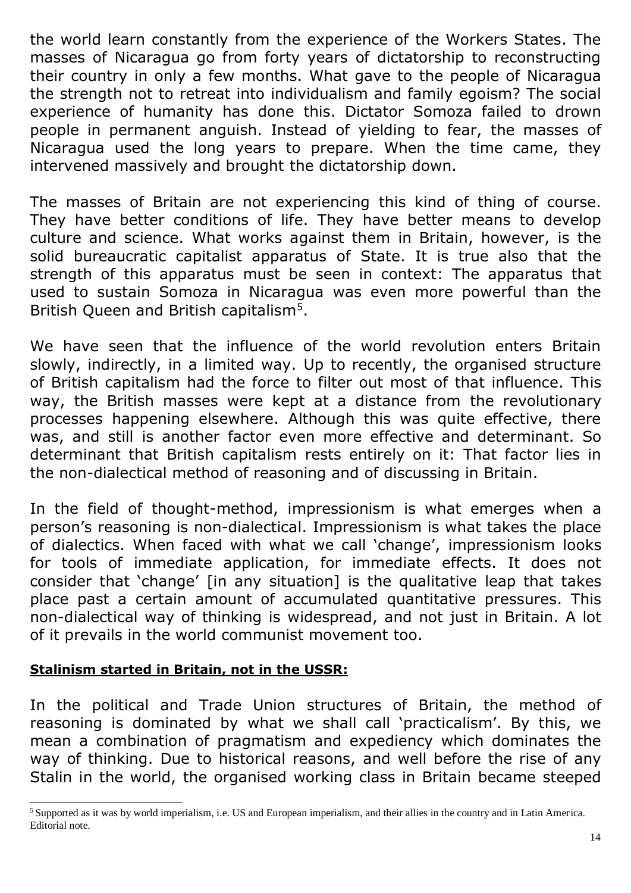the world learn constantly from the experience of the Workers States. The masses of Nicaragua go from forty years of dictatorship to reconstructing their country in only a few months. What gave to the people of Nicaragua the strength not to retreat into individualism and family egoism? The social experience of humanity has done this. Dictator Somoza failed to drown people in permanent anguish. Instead of yielding to fear, the masses of Nicaragua used the long years to prepare. When the time came, they intervened massively and brought the dictatorship down.

The masses of Britain are not experiencing this kind of thing of course. They have better conditions of life. They have better means to develop culture and science. What works against them in Britain, however, is the solid bureaucratic capitalist apparatus of State. It is true also that the strength of this apparatus must be seen in context: The apparatus that used to sustain Somoza in Nicaragua was even more powerful than the British Queen and British capitalism[5].

We have seen that the influence of the world revolution enters Britain slowly, indirectly, in a limited way. Up to recently, the organised structure of British capitalism had the force to filter out most of that influence. This way, the British masses were kept at a distance from the revolutionary processes happening elsewhere. Although this was quite effective, there was, and still is another factor even more effective and determinant. So determinant that British capitalism rests entirely on it: That factor lies in the non-dialectical method of reasoning and of discussing in Britain.

In the field of thought-method, impressionism is what emerges when a person's reasoning is non-dialectical. Impressionism is what takes the place of dialectics. When faced with what we call 'change', impressionism looks for tools of immediate application, for immediate effects. It does not consider that 'change' [in any situation] is the qualitative leap that takes place past a certain amount of accumulated quantitative pressures. This non-dialectical way of thinking is widespread, and not just in Britain. A lot of it prevails in the world communist movement too.

**Stalinism started in Britain, not in the USSR:**

In the political and Trade Union structures of Britain, the method of reasoning is dominated by what we shall call 'practicalism'. By this, we mean a combination of pragmatism and expediency which dominates the way of thinking. Due to historical reasons, and well before the rise of any Stalin in the world, the organised working class in Britain became steeped

[5] Supported as it was by world imperialism, i.e. US and European imperialism, and their allies in the country and in Latin America. Editorial note.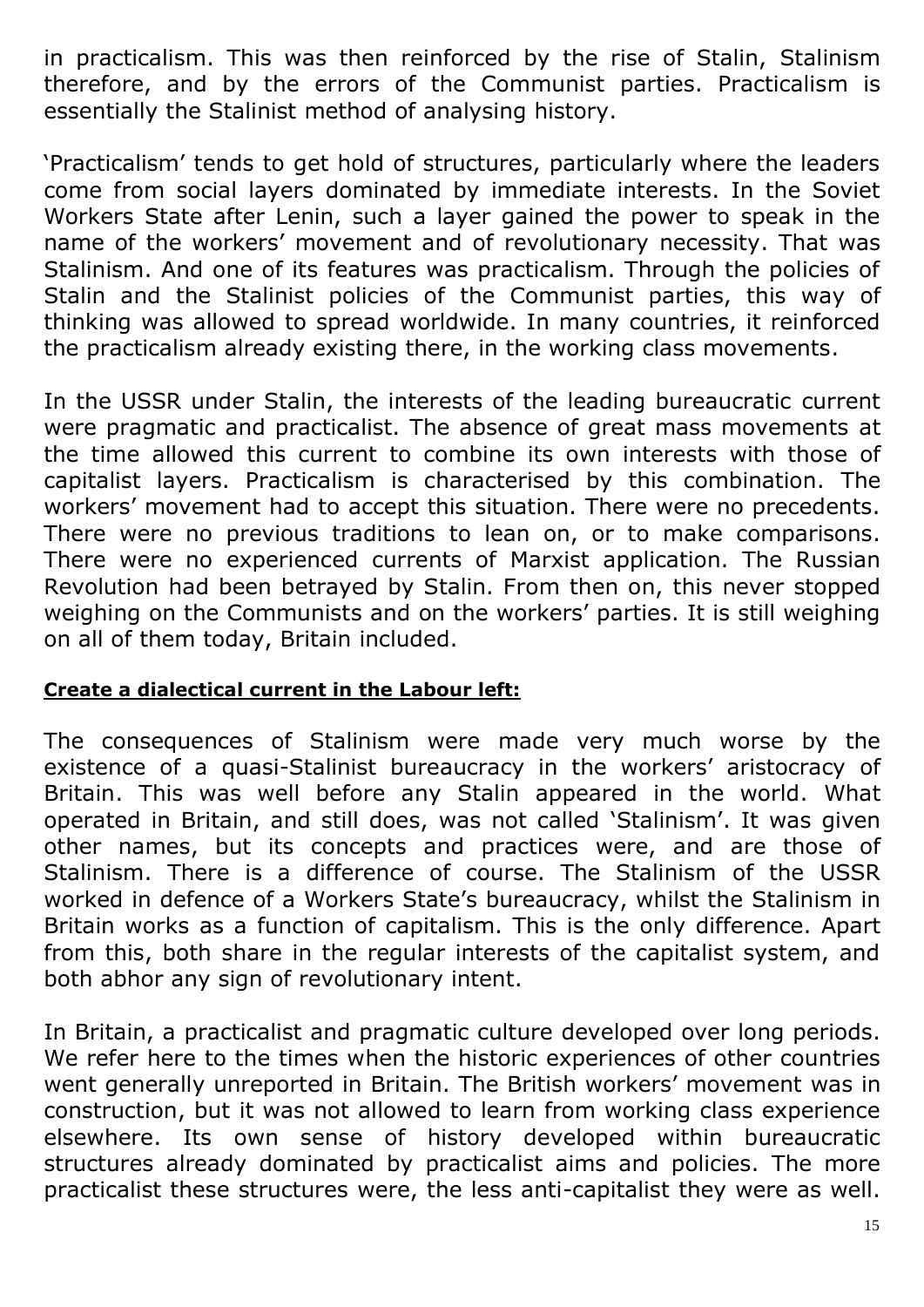in practicalism. This was then reinforced by the rise of Stalin, Stalinism therefore, and by the errors of the Communist parties. Practicalism is essentially the Stalinist method of analysing history.

'Practicalism' tends to get hold of structures, particularly where the leaders come from social layers dominated by immediate interests. In the Soviet Workers State after Lenin, such a layer gained the power to speak in the name of the workers' movement and of revolutionary necessity. That was Stalinism. And one of its features was practicalism. Through the policies of Stalin and the Stalinist policies of the Communist parties, this way of thinking was allowed to spread worldwide. In many countries, it reinforced the practicalism already existing there, in the working class movements.

In the USSR under Stalin, the interests of the leading bureaucratic current were pragmatic and practicalist. The absence of great mass movements at the time allowed this current to combine its own interests with those of capitalist layers. Practicalism is characterised by this combination. The workers' movement had to accept this situation. There were no precedents. There were no previous traditions to lean on, or to make comparisons. There were no experienced currents of Marxist application. The Russian Revolution had been betrayed by Stalin. From then on, this never stopped weighing on the Communists and on the workers' parties. It is still weighing on all of them today, Britain included.

**Create a dialectical current in the Labour left:**

The consequences of Stalinism were made very much worse by the existence of a quasi-Stalinist bureaucracy in the workers' aristocracy of Britain. This was well before any Stalin appeared in the world. What operated in Britain, and still does, was not called 'Stalinism'. It was given other names, but its concepts and practices were, and are those of Stalinism. There is a difference of course. The Stalinism of the USSR worked in defence of a Workers State's bureaucracy, whilst the Stalinism in Britain works as a function of capitalism. This is the only difference. Apart from this, both share in the regular interests of the capitalist system, and both abhor any sign of revolutionary intent.

In Britain, a practicalist and pragmatic culture developed over long periods. We refer here to the times when the historic experiences of other countries went generally unreported in Britain. The British workers' movement was in construction, but it was not allowed to learn from working class experience elsewhere. Its own sense of history developed within bureaucratic structures already dominated by practicalist aims and policies. The more practicalist these structures were, the less anti-capitalist they were as well.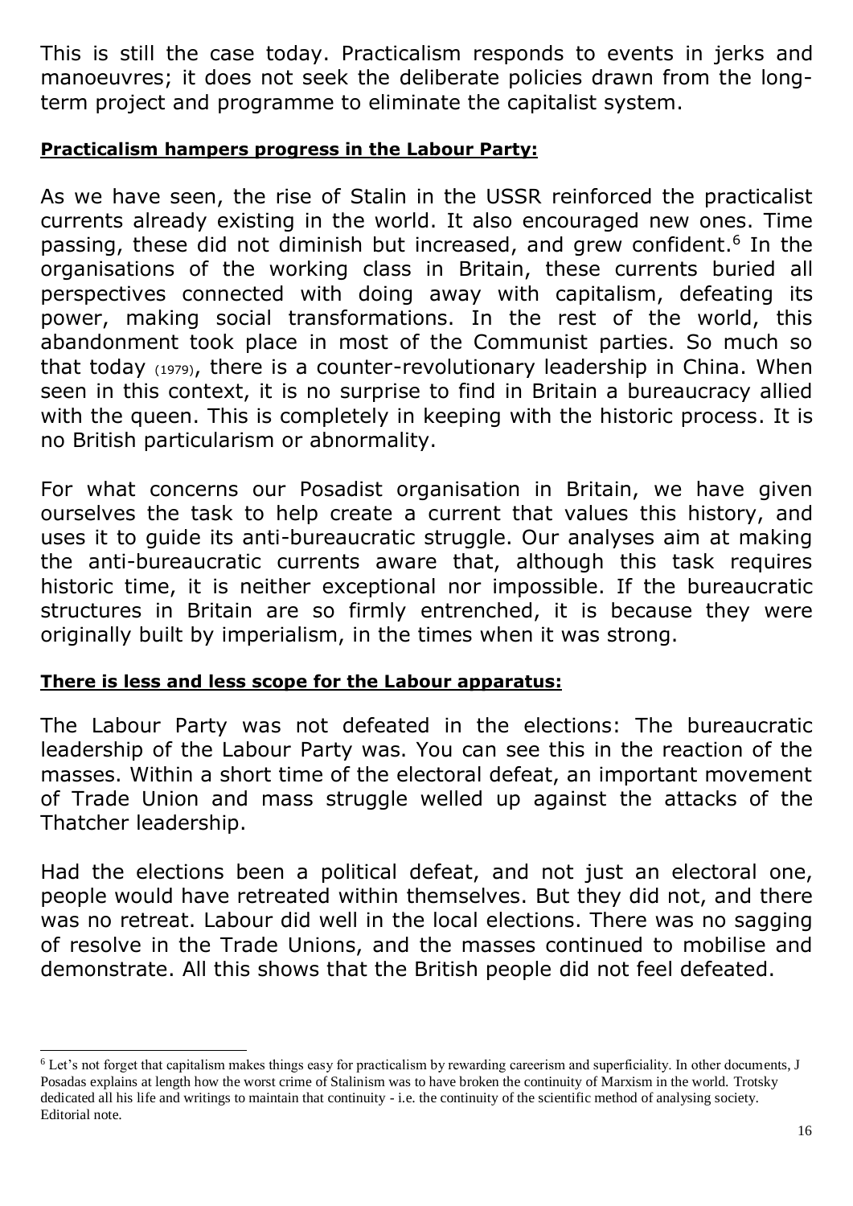This is still the case today. Practicalism responds to events in jerks and manoeuvres; it does not seek the deliberate policies drawn from the long-term project and programme to eliminate the capitalist system.

**Practicalism hampers progress in the Labour Party:**

As we have seen, the rise of Stalin in the USSR reinforced the practicalist currents already existing in the world. It also encouraged new ones. Time passing, these did not diminish but increased, and grew confident.[6] In the organisations of the working class in Britain, these currents buried all perspectives connected with doing away with capitalism, defeating its power, making social transformations. In the rest of the world, this abandonment took place in most of the Communist parties. So much so that today (1979), there is a counter-revolutionary leadership in China. When seen in this context, it is no surprise to find in Britain a bureaucracy allied with the queen. This is completely in keeping with the historic process. It is no British particularism or abnormality.

For what concerns our Posadist organisation in Britain, we have given ourselves the task to help create a current that values this history, and uses it to guide its anti-bureaucratic struggle. Our analyses aim at making the anti-bureaucratic currents aware that, although this task requires historic time, it is neither exceptional nor impossible. If the bureaucratic structures in Britain are so firmly entrenched, it is because they were originally built by imperialism, in the times when it was strong.

**There is less and less scope for the Labour apparatus:**

The Labour Party was not defeated in the elections: The bureaucratic leadership of the Labour Party was. You can see this in the reaction of the masses. Within a short time of the electoral defeat, an important movement of Trade Union and mass struggle welled up against the attacks of the Thatcher leadership.

Had the elections been a political defeat, and not just an electoral one, people would have retreated within themselves. But they did not, and there was no retreat. Labour did well in the local elections. There was no sagging of resolve in the Trade Unions, and the masses continued to mobilise and demonstrate. All this shows that the British people did not feel defeated.

---

[6] Let's not forget that capitalism makes things easy for practicalism by rewarding careerism and superficiality. In other documents, J Posadas explains at length how the worst crime of Stalinism was to have broken the continuity of Marxism in the world. Trotsky dedicated all his life and writings to maintain that continuity - i.e. the continuity of the scientific method of analysing society. Editorial note.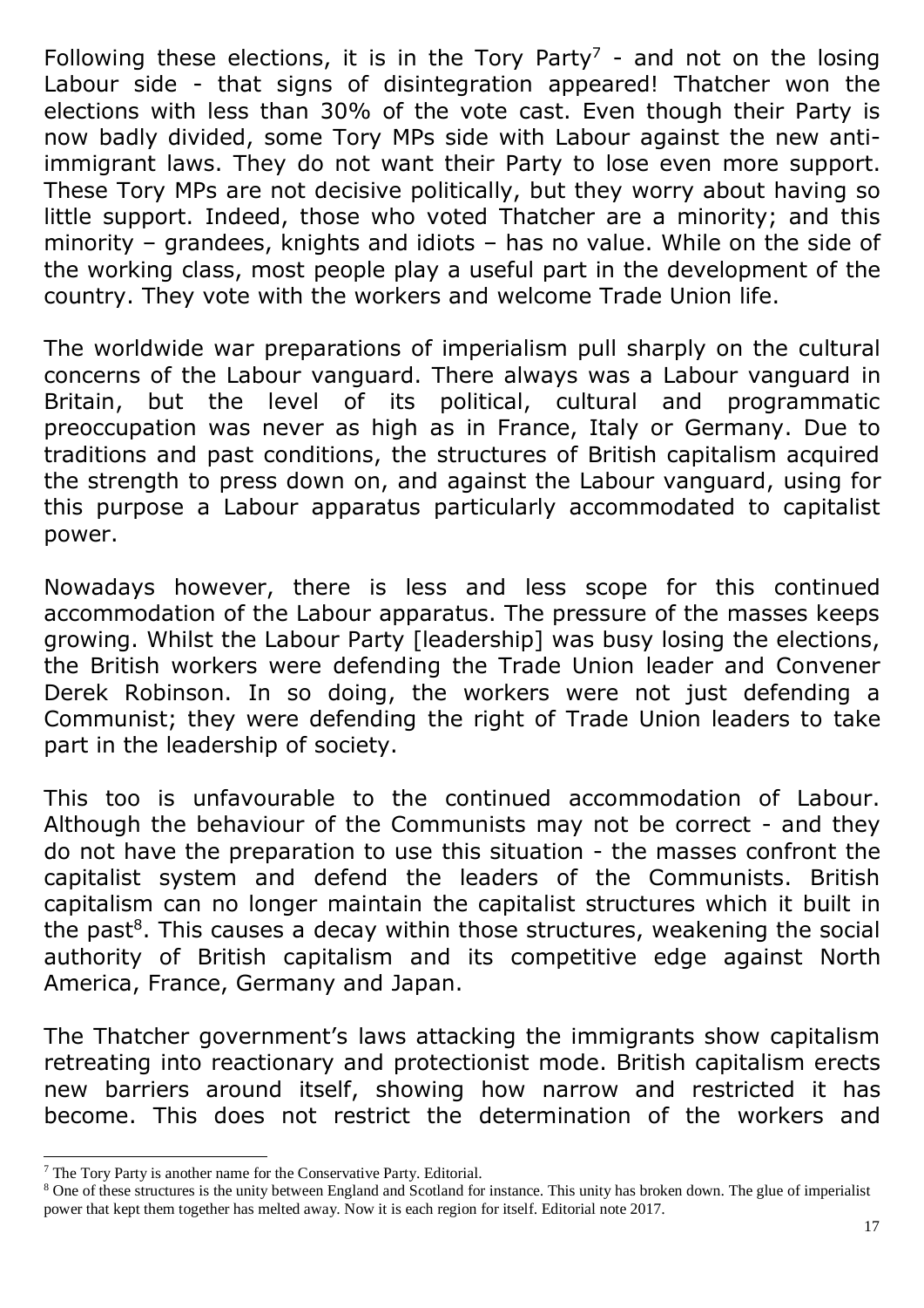Following these elections, it is in the Tory Party[7] - and not on the losing Labour side - that signs of disintegration appeared! Thatcher won the elections with less than 30% of the vote cast. Even though their Party is now badly divided, some Tory MPs side with Labour against the new anti-immigrant laws. They do not want their Party to lose even more support. These Tory MPs are not decisive politically, but they worry about having so little support. Indeed, those who voted Thatcher are a minority; and this minority – grandees, knights and idiots – has no value. While on the side of the working class, most people play a useful part in the development of the country. They vote with the workers and welcome Trade Union life.

The worldwide war preparations of imperialism pull sharply on the cultural concerns of the Labour vanguard. There always was a Labour vanguard in Britain, but the level of its political, cultural and programmatic preoccupation was never as high as in France, Italy or Germany. Due to traditions and past conditions, the structures of British capitalism acquired the strength to press down on, and against the Labour vanguard, using for this purpose a Labour apparatus particularly accommodated to capitalist power.

Nowadays however, there is less and less scope for this continued accommodation of the Labour apparatus. The pressure of the masses keeps growing. Whilst the Labour Party [leadership] was busy losing the elections, the British workers were defending the Trade Union leader and Convener Derek Robinson. In so doing, the workers were not just defending a Communist; they were defending the right of Trade Union leaders to take part in the leadership of society.

This too is unfavourable to the continued accommodation of Labour. Although the behaviour of the Communists may not be correct - and they do not have the preparation to use this situation - the masses confront the capitalist system and defend the leaders of the Communists. British capitalism can no longer maintain the capitalist structures which it built in the past[8]. This causes a decay within those structures, weakening the social authority of British capitalism and its competitive edge against North America, France, Germany and Japan.

The Thatcher government's laws attacking the immigrants show capitalism retreating into reactionary and protectionist mode. British capitalism erects new barriers around itself, showing how narrow and restricted it has become. This does not restrict the determination of the workers and

---

[7] The Tory Party is another name for the Conservative Party. Editorial.

[8] One of these structures is the unity between England and Scotland for instance. This unity has broken down. The glue of imperialist power that kept them together has melted away. Now it is each region for itself. Editorial note 2017.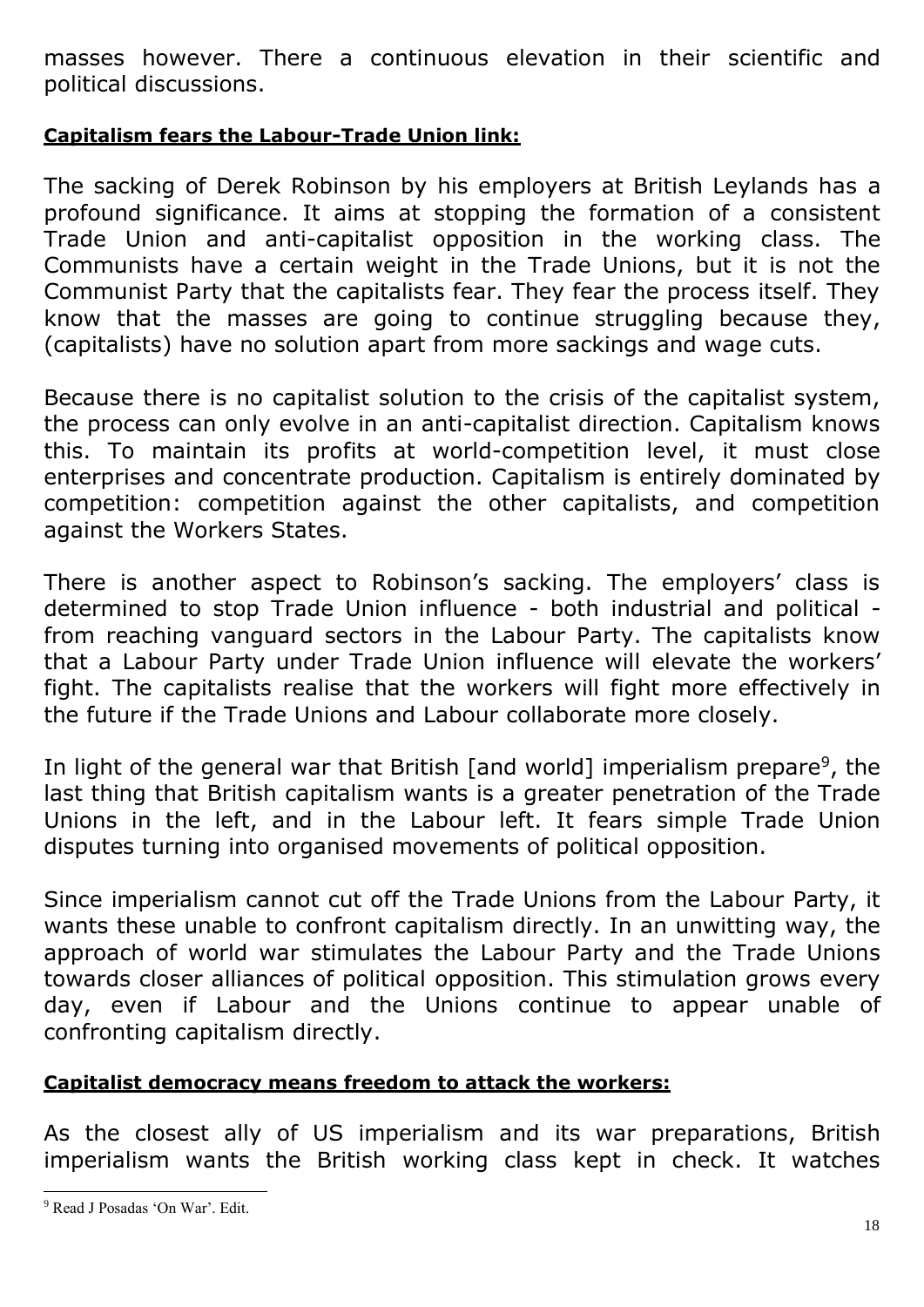masses however. There a continuous elevation in their scientific and political discussions.

**Capitalism fears the Labour-Trade Union link:**

The sacking of Derek Robinson by his employers at British Leylands has a profound significance. It aims at stopping the formation of a consistent Trade Union and anti-capitalist opposition in the working class. The Communists have a certain weight in the Trade Unions, but it is not the Communist Party that the capitalists fear. They fear the process itself. They know that the masses are going to continue struggling because they, (capitalists) have no solution apart from more sackings and wage cuts.

Because there is no capitalist solution to the crisis of the capitalist system, the process can only evolve in an anti-capitalist direction. Capitalism knows this. To maintain its profits at world-competition level, it must close enterprises and concentrate production. Capitalism is entirely dominated by competition: competition against the other capitalists, and competition against the Workers States.

There is another aspect to Robinson's sacking. The employers' class is determined to stop Trade Union influence - both industrial and political - from reaching vanguard sectors in the Labour Party. The capitalists know that a Labour Party under Trade Union influence will elevate the workers' fight. The capitalists realise that the workers will fight more effectively in the future if the Trade Unions and Labour collaborate more closely.

In light of the general war that British [and world] imperialism prepare[9], the last thing that British capitalism wants is a greater penetration of the Trade Unions in the left, and in the Labour left. It fears simple Trade Union disputes turning into organised movements of political opposition.

Since imperialism cannot cut off the Trade Unions from the Labour Party, it wants these unable to confront capitalism directly. In an unwitting way, the approach of world war stimulates the Labour Party and the Trade Unions towards closer alliances of political opposition. This stimulation grows every day, even if Labour and the Unions continue to appear unable of confronting capitalism directly.

**Capitalist democracy means freedom to attack the workers:**

As the closest ally of US imperialism and its war preparations, British imperialism wants the British working class kept in check. It watches

[9] Read J Posadas 'On War'. Edit.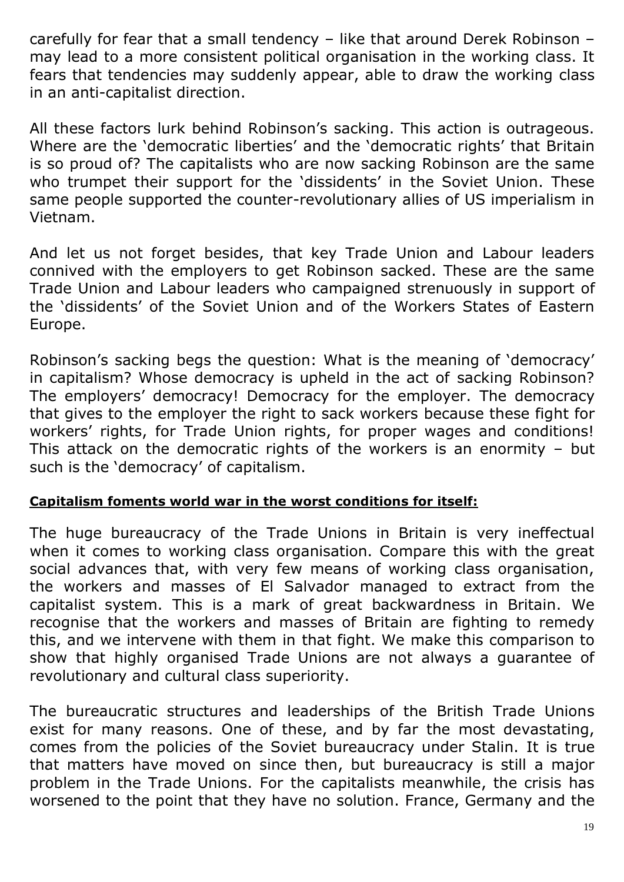carefully for fear that a small tendency – like that around Derek Robinson – may lead to a more consistent political organisation in the working class. It fears that tendencies may suddenly appear, able to draw the working class in an anti-capitalist direction.

All these factors lurk behind Robinson's sacking. This action is outrageous. Where are the 'democratic liberties' and the 'democratic rights' that Britain is so proud of? The capitalists who are now sacking Robinson are the same who trumpet their support for the 'dissidents' in the Soviet Union. These same people supported the counter-revolutionary allies of US imperialism in Vietnam.

And let us not forget besides, that key Trade Union and Labour leaders connived with the employers to get Robinson sacked. These are the same Trade Union and Labour leaders who campaigned strenuously in support of the 'dissidents' of the Soviet Union and of the Workers States of Eastern Europe.

Robinson's sacking begs the question: What is the meaning of 'democracy' in capitalism? Whose democracy is upheld in the act of sacking Robinson? The employers' democracy! Democracy for the employer. The democracy that gives to the employer the right to sack workers because these fight for workers' rights, for Trade Union rights, for proper wages and conditions! This attack on the democratic rights of the workers is an enormity – but such is the 'democracy' of capitalism.

**Capitalism foments world war in the worst conditions for itself:**

The huge bureaucracy of the Trade Unions in Britain is very ineffectual when it comes to working class organisation. Compare this with the great social advances that, with very few means of working class organisation, the workers and masses of El Salvador managed to extract from the capitalist system. This is a mark of great backwardness in Britain. We recognise that the workers and masses of Britain are fighting to remedy this, and we intervene with them in that fight. We make this comparison to show that highly organised Trade Unions are not always a guarantee of revolutionary and cultural class superiority.

The bureaucratic structures and leaderships of the British Trade Unions exist for many reasons. One of these, and by far the most devastating, comes from the policies of the Soviet bureaucracy under Stalin. It is true that matters have moved on since then, but bureaucracy is still a major problem in the Trade Unions. For the capitalists meanwhile, the crisis has worsened to the point that they have no solution. France, Germany and the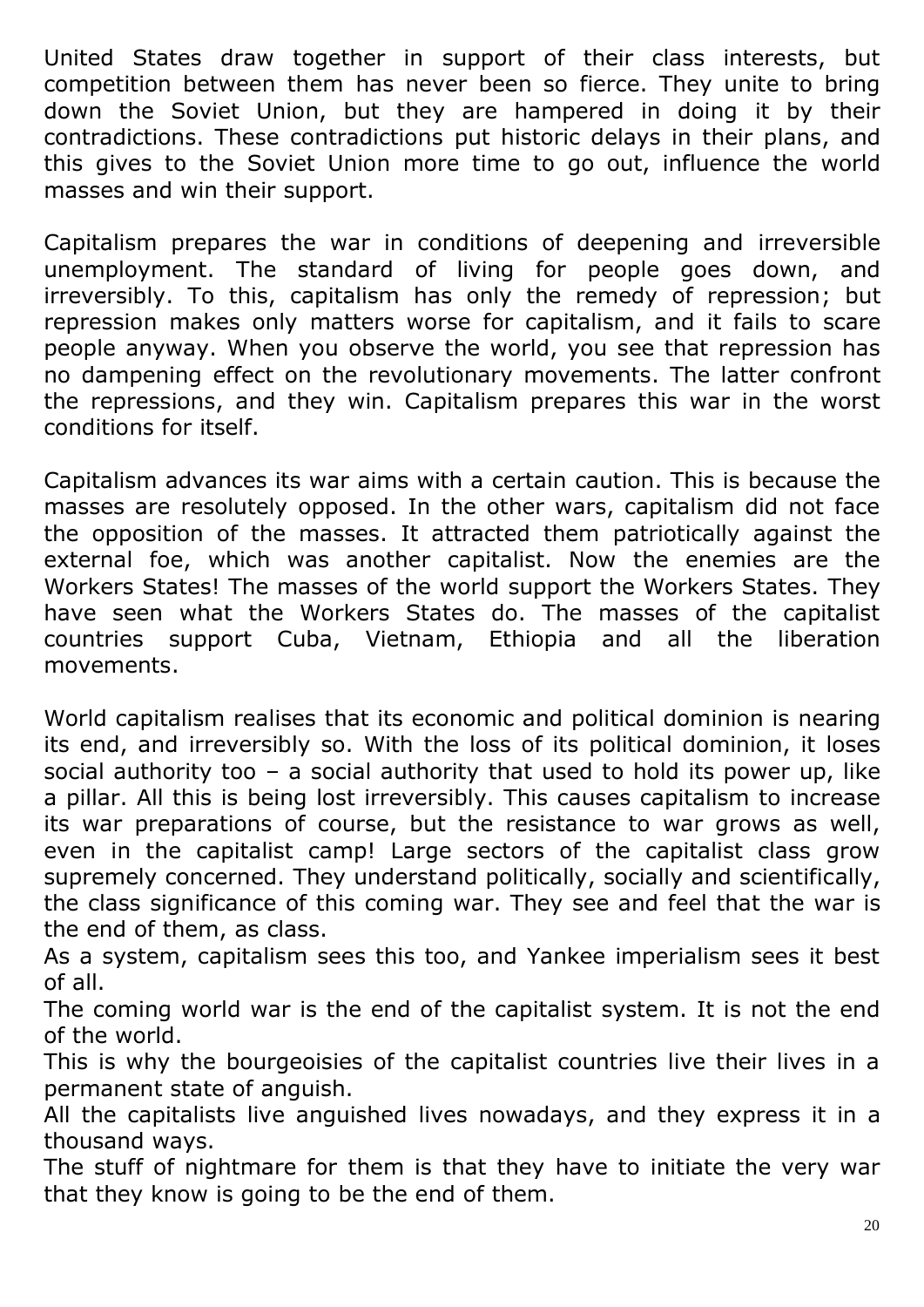United States draw together in support of their class interests, but competition between them has never been so fierce. They unite to bring down the Soviet Union, but they are hampered in doing it by their contradictions. These contradictions put historic delays in their plans, and this gives to the Soviet Union more time to go out, influence the world masses and win their support.

Capitalism prepares the war in conditions of deepening and irreversible unemployment. The standard of living for people goes down, and irreversibly. To this, capitalism has only the remedy of repression; but repression makes only matters worse for capitalism, and it fails to scare people anyway. When you observe the world, you see that repression has no dampening effect on the revolutionary movements. The latter confront the repressions, and they win. Capitalism prepares this war in the worst conditions for itself.

Capitalism advances its war aims with a certain caution. This is because the masses are resolutely opposed. In the other wars, capitalism did not face the opposition of the masses. It attracted them patriotically against the external foe, which was another capitalist. Now the enemies are the Workers States! The masses of the world support the Workers States. They have seen what the Workers States do. The masses of the capitalist countries support Cuba, Vietnam, Ethiopia and all the liberation movements.

World capitalism realises that its economic and political dominion is nearing its end, and irreversibly so. With the loss of its political dominion, it loses social authority too – a social authority that used to hold its power up, like a pillar. All this is being lost irreversibly. This causes capitalism to increase its war preparations of course, but the resistance to war grows as well, even in the capitalist camp! Large sectors of the capitalist class grow supremely concerned. They understand politically, socially and scientifically, the class significance of this coming war. They see and feel that the war is the end of them, as class.

As a system, capitalism sees this too, and Yankee imperialism sees it best of all.

The coming world war is the end of the capitalist system. It is not the end of the world.

This is why the bourgeoisies of the capitalist countries live their lives in a permanent state of anguish.

All the capitalists live anguished lives nowadays, and they express it in a thousand ways.

The stuff of nightmare for them is that they have to initiate the very war that they know is going to be the end of them.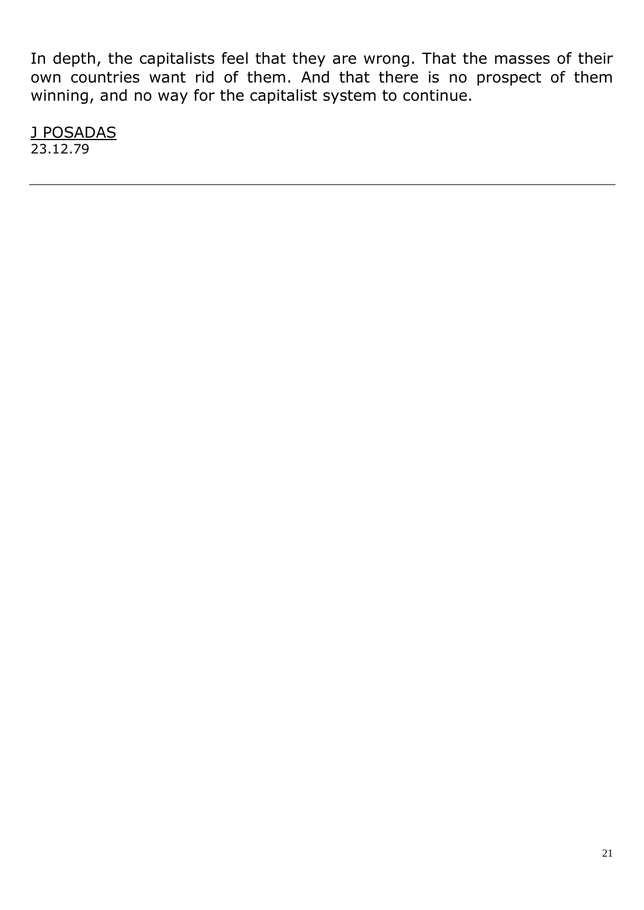In depth, the capitalists feel that they are wrong. That the masses of their own countries want rid of them. And that there is no prospect of them winning, and no way for the capitalist system to continue.

J POSADAS
23.12.79

---